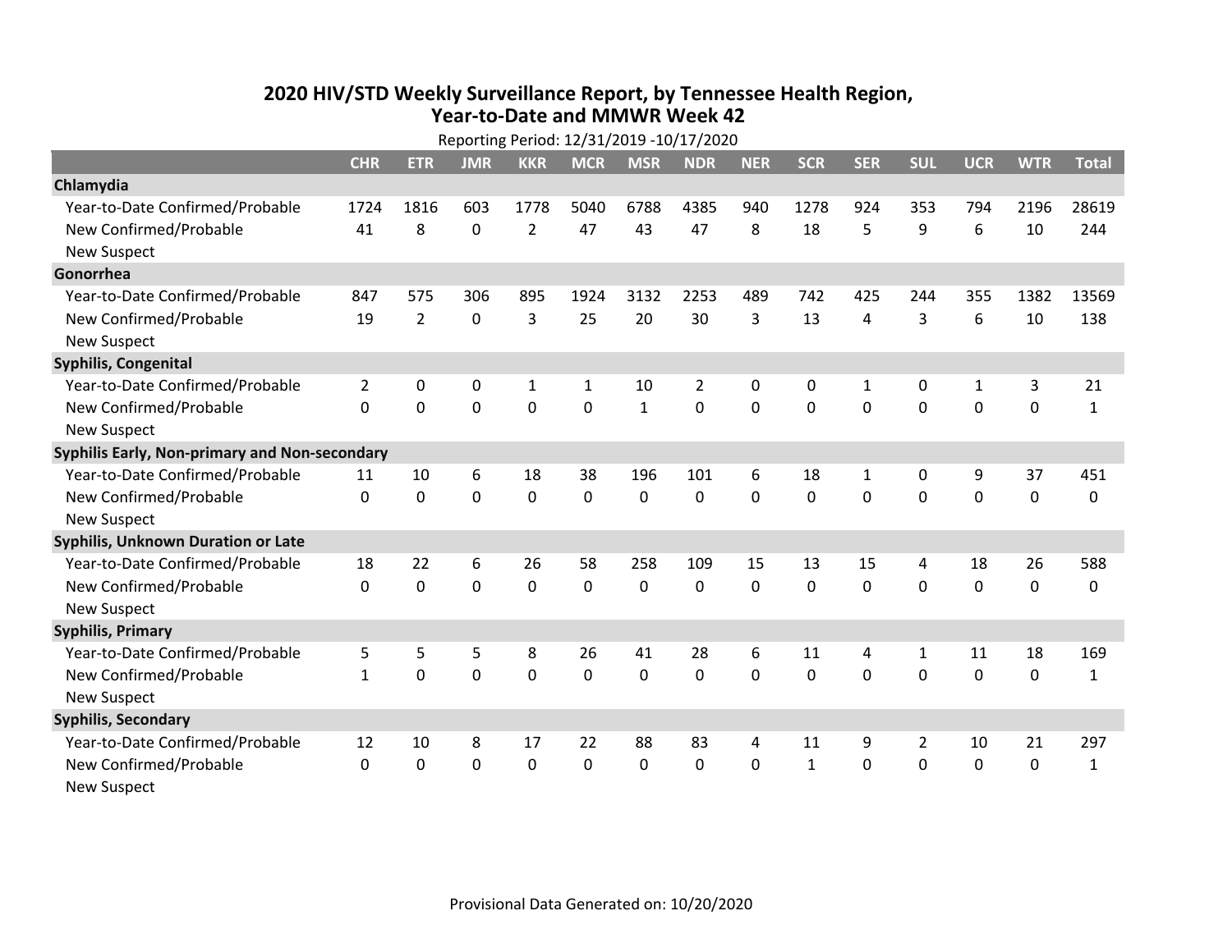# 2020 HIV/STD Weekly Surveillance Report, by Tennessee Health Region, Year-to-Date and MMWR Week 42

Reporting Period: 12/31/2019 -10/17/2020

| | CHR | ETR | JMR | KKR | MCR | MSR | NDR | NER | SCR | SER | SUL | UCR | WTR | Total |
|---|---|---|---|---|---|---|---|---|---|---|---|---|---|---|
| **Chlamydia** | | | | | | | | | | | | | | |
| Year-to-Date Confirmed/Probable | 1724 | 1816 | 603 | 1778 | 5040 | 6788 | 4385 | 940 | 1278 | 924 | 353 | 794 | 2196 | 28619 |
| New Confirmed/Probable | 41 | 8 | 0 | 2 | 47 | 43 | 47 | 8 | 18 | 5 | 9 | 6 | 10 | 244 |
| New Suspect | | | | | | | | | | | | | | |
| **Gonorrhea** | | | | | | | | | | | | | | |
| Year-to-Date Confirmed/Probable | 847 | 575 | 306 | 895 | 1924 | 3132 | 2253 | 489 | 742 | 425 | 244 | 355 | 1382 | 13569 |
| New Confirmed/Probable | 19 | 2 | 0 | 3 | 25 | 20 | 30 | 3 | 13 | 4 | 3 | 6 | 10 | 138 |
| New Suspect | | | | | | | | | | | | | | |
| **Syphilis, Congenital** | | | | | | | | | | | | | | |
| Year-to-Date Confirmed/Probable | 2 | 0 | 0 | 1 | 1 | 10 | 2 | 0 | 0 | 1 | 0 | 1 | 3 | 21 |
| New Confirmed/Probable | 0 | 0 | 0 | 0 | 0 | 1 | 0 | 0 | 0 | 0 | 0 | 0 | 0 | 1 |
| New Suspect | | | | | | | | | | | | | | |
| **Syphilis Early, Non-primary and Non-secondary** | | | | | | | | | | | | | | |
| Year-to-Date Confirmed/Probable | 11 | 10 | 6 | 18 | 38 | 196 | 101 | 6 | 18 | 1 | 0 | 9 | 37 | 451 |
| New Confirmed/Probable | 0 | 0 | 0 | 0 | 0 | 0 | 0 | 0 | 0 | 0 | 0 | 0 | 0 | 0 |
| New Suspect | | | | | | | | | | | | | | |
| **Syphilis, Unknown Duration or Late** | | | | | | | | | | | | | | |
| Year-to-Date Confirmed/Probable | 18 | 22 | 6 | 26 | 58 | 258 | 109 | 15 | 13 | 15 | 4 | 18 | 26 | 588 |
| New Confirmed/Probable | 0 | 0 | 0 | 0 | 0 | 0 | 0 | 0 | 0 | 0 | 0 | 0 | 0 | 0 |
| New Suspect | | | | | | | | | | | | | | |
| **Syphilis, Primary** | | | | | | | | | | | | | | |
| Year-to-Date Confirmed/Probable | 5 | 5 | 5 | 8 | 26 | 41 | 28 | 6 | 11 | 4 | 1 | 11 | 18 | 169 |
| New Confirmed/Probable | 1 | 0 | 0 | 0 | 0 | 0 | 0 | 0 | 0 | 0 | 0 | 0 | 0 | 1 |
| New Suspect | | | | | | | | | | | | | | |
| **Syphilis, Secondary** | | | | | | | | | | | | | | |
| Year-to-Date Confirmed/Probable | 12 | 10 | 8 | 17 | 22 | 88 | 83 | 4 | 11 | 9 | 2 | 10 | 21 | 297 |
| New Confirmed/Probable | 0 | 0 | 0 | 0 | 0 | 0 | 0 | 0 | 1 | 0 | 0 | 0 | 0 | 1 |
| New Suspect | | | | | | | | | | | | | | |

Provisional Data Generated on: 10/20/2020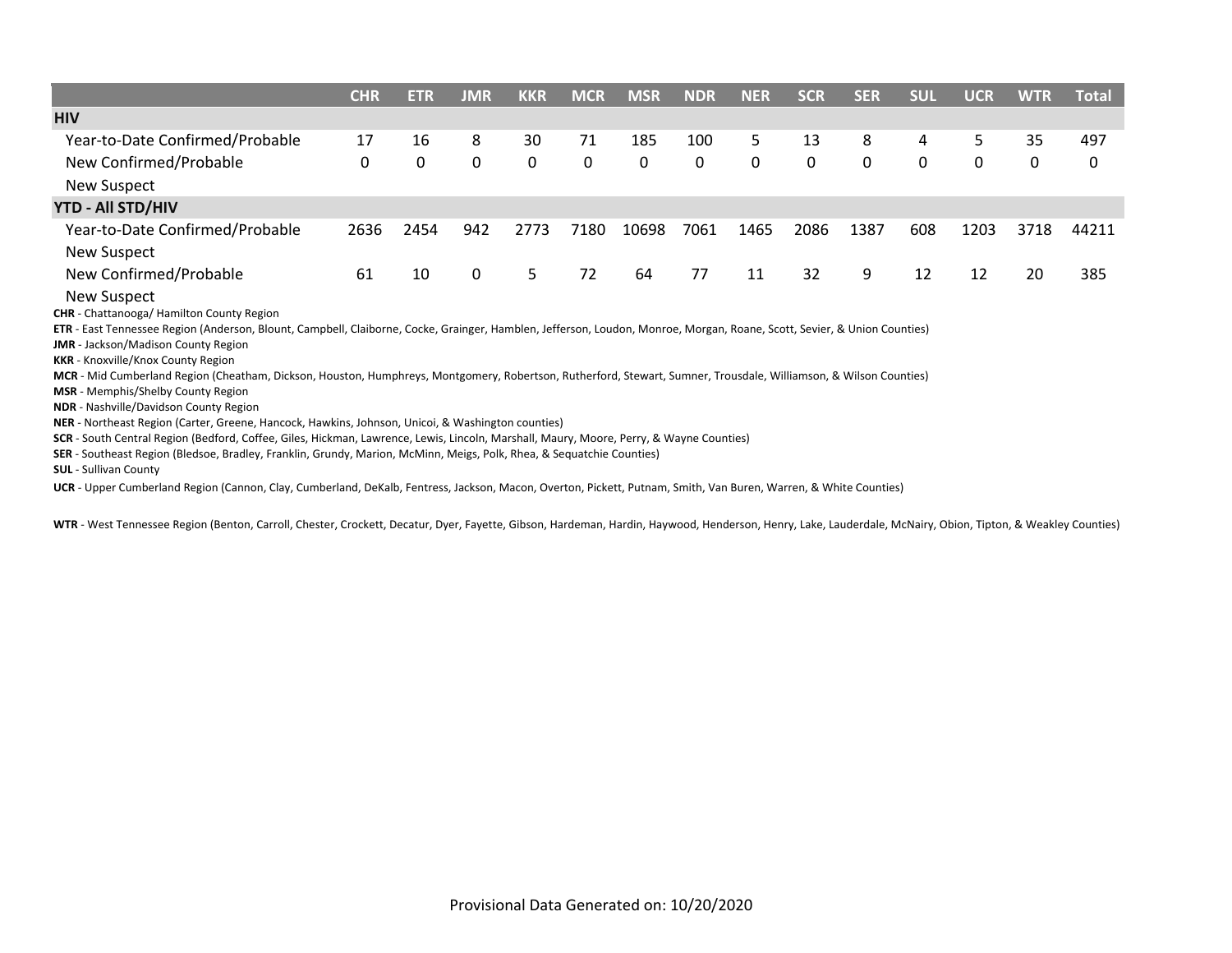| | CHR | ETR | JMR | KKR | MCR | MSR | NDR | NER | SCR | SER | SUL | UCR | WTR | Total |
|---|---|---|---|---|---|---|---|---|---|---|---|---|---|---|
| **HIV** | | | | | | | | | | | | | | |
| Year-to-Date Confirmed/Probable | 17 | 16 | 8 | 30 | 71 | 185 | 100 | 5 | 13 | 8 | 4 | 5 | 35 | 497 |
| New Confirmed/Probable | 0 | 0 | 0 | 0 | 0 | 0 | 0 | 0 | 0 | 0 | 0 | 0 | 0 | 0 |
| New Suspect | | | | | | | | | | | | | | |
| **YTD - All STD/HIV** | | | | | | | | | | | | | | |
| Year-to-Date Confirmed/Probable | 2636 | 2454 | 942 | 2773 | 7180 | 10698 | 7061 | 1465 | 2086 | 1387 | 608 | 1203 | 3718 | 44211 |
| New Suspect | | | | | | | | | | | | | | |
| New Confirmed/Probable | 61 | 10 | 0 | 5 | 72 | 64 | 77 | 11 | 32 | 9 | 12 | 12 | 20 | 385 |
| New Suspect | | | | | | | | | | | | | | |

**CHR** - Chattanooga/ Hamilton County Region

**ETR** - East Tennessee Region (Anderson, Blount, Campbell, Claiborne, Cocke, Grainger, Hamblen, Jefferson, Loudon, Monroe, Morgan, Roane, Scott, Sevier, & Union Counties)

**JMR** - Jackson/Madison County Region

**KKR** - Knoxville/Knox County Region

**MCR** - Mid Cumberland Region (Cheatham, Dickson, Houston, Humphreys, Montgomery, Robertson, Rutherford, Stewart, Sumner, Trousdale, Williamson, & Wilson Counties)

**MSR** - Memphis/Shelby County Region

**NDR** - Nashville/Davidson County Region

**NER** - Northeast Region (Carter, Greene, Hancock, Hawkins, Johnson, Unicoi, & Washington counties)

**SCR** - South Central Region (Bedford, Coffee, Giles, Hickman, Lawrence, Lewis, Lincoln, Marshall, Maury, Moore, Perry, & Wayne Counties)

**SER** - Southeast Region (Bledsoe, Bradley, Franklin, Grundy, Marion, McMinn, Meigs, Polk, Rhea, & Sequatchie Counties)

**SUL** - Sullivan County

**UCR** - Upper Cumberland Region (Cannon, Clay, Cumberland, DeKalb, Fentress, Jackson, Macon, Overton, Pickett, Putnam, Smith, Van Buren, Warren, & White Counties)

**WTR** - West Tennessee Region (Benton, Carroll, Chester, Crockett, Decatur, Dyer, Fayette, Gibson, Hardeman, Hardin, Haywood, Henderson, Henry, Lake, Lauderdale, McNairy, Obion, Tipton, & Weakley Counties)

Provisional Data Generated on: 10/20/2020